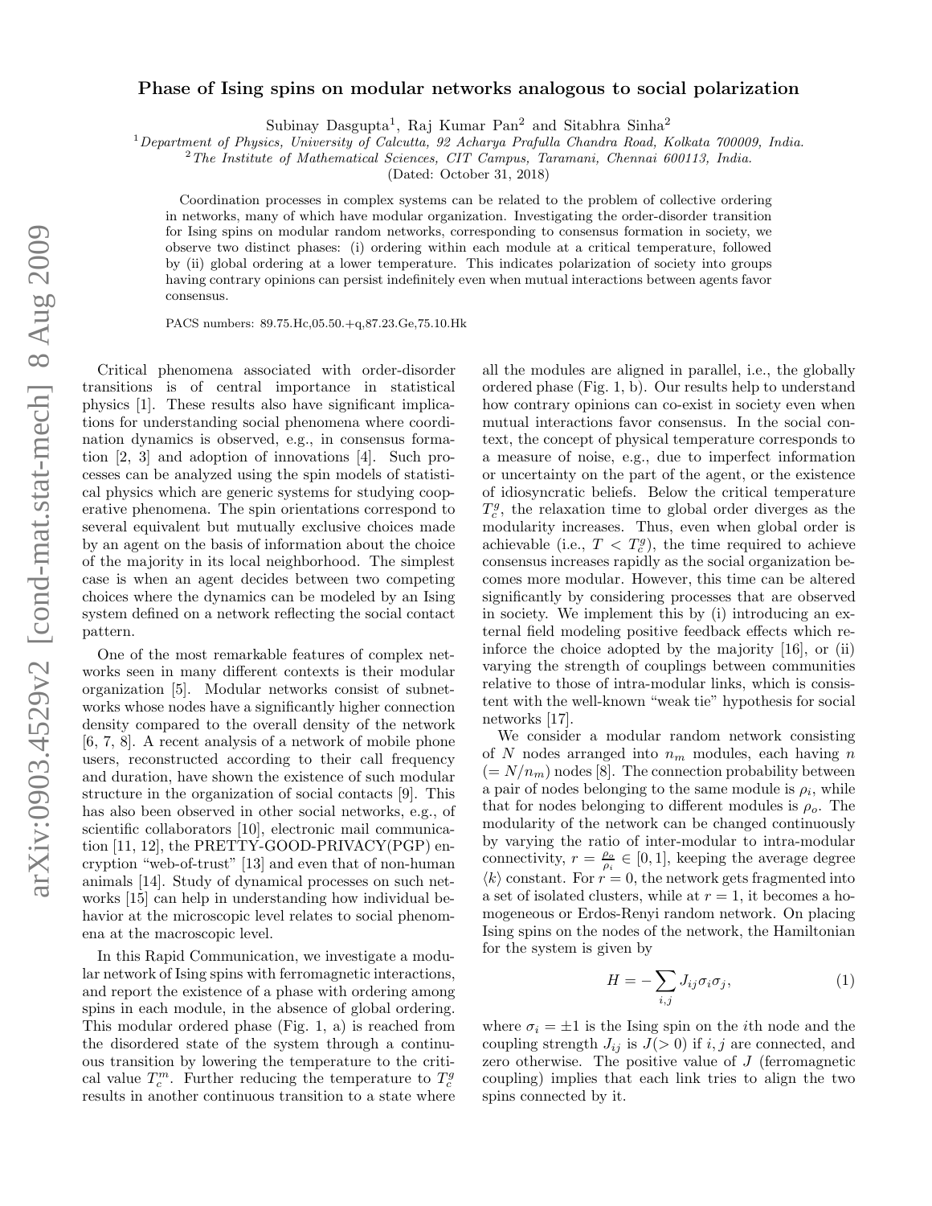# Phase of Ising spins on modular networks analogous to social polarization

Subinay Dasgupta[1], Raj Kumar Pan[2] and Sitabhra Sinha[2]

[1] Department of Physics, University of Calcutta, 92 Acharya Prafulla Chandra Road, Kolkata 700009, India.
[2] The Institute of Mathematical Sciences, CIT Campus, Taramani, Chennai 600113, India.

(Dated: October 31, 2018)

Coordination processes in complex systems can be related to the problem of collective ordering in networks, many of which have modular organization. Investigating the order-disorder transition for Ising spins on modular random networks, corresponding to consensus formation in society, we observe two distinct phases: (i) ordering within each module at a critical temperature, followed by (ii) global ordering at a lower temperature. This indicates polarization of society into groups having contrary opinions can persist indefinitely even when mutual interactions between agents favor consensus.

PACS numbers: 89.75.Hc,05.50.+q,87.23.Ge,75.10.Hk

Critical phenomena associated with order-disorder transitions is of central importance in statistical physics [1]. These results also have significant implications for understanding social phenomena where coordination dynamics is observed, e.g., in consensus formation [2, 3] and adoption of innovations [4]. Such processes can be analyzed using the spin models of statistical physics which are generic systems for studying cooperative phenomena. The spin orientations correspond to several equivalent but mutually exclusive choices made by an agent on the basis of information about the choice of the majority in its local neighborhood. The simplest case is when an agent decides between two competing choices where the dynamics can be modeled by an Ising system defined on a network reflecting the social contact pattern.

One of the most remarkable features of complex networks seen in many different contexts is their modular organization [5]. Modular networks consist of subnetworks whose nodes have a significantly higher connection density compared to the overall density of the network [6, 7, 8]. A recent analysis of a network of mobile phone users, reconstructed according to their call frequency and duration, have shown the existence of such modular structure in the organization of social contacts [9]. This has also been observed in other social networks, e.g., of scientific collaborators [10], electronic mail communication [11, 12], the PRETTY-GOOD-PRIVACY(PGP) encryption "web-of-trust" [13] and even that of non-human animals [14]. Study of dynamical processes on such networks [15] can help in understanding how individual behavior at the microscopic level relates to social phenomena at the macroscopic level.

In this Rapid Communication, we investigate a modular network of Ising spins with ferromagnetic interactions, and report the existence of a phase with ordering among spins in each module, in the absence of global ordering. This modular ordered phase (Fig. 1, a) is reached from the disordered state of the system through a continuous transition by lowering the temperature to the critical value $T_c^m$. Further reducing the temperature to $T_c^g$ results in another continuous transition to a state where all the modules are aligned in parallel, i.e., the globally ordered phase (Fig. 1, b). Our results help to understand how contrary opinions can co-exist in society even when mutual interactions favor consensus. In the social context, the concept of physical temperature corresponds to a measure of noise, e.g., due to imperfect information or uncertainty on the part of the agent, or the existence of idiosyncratic beliefs. Below the critical temperature $T_c^g$, the relaxation time to global order diverges as the modularity increases. Thus, even when global order is achievable (i.e., $T < T_c^g$), the time required to achieve consensus increases rapidly as the social organization becomes more modular. However, this time can be altered significantly by considering processes that are observed in society. We implement this by (i) introducing an external field modeling positive feedback effects which reinforce the choice adopted by the majority [16], or (ii) varying the strength of couplings between communities relative to those of intra-modular links, which is consistent with the well-known "weak tie" hypothesis for social networks [17].

We consider a modular random network consisting of $N$ nodes arranged into $n_m$ modules, each having $n$ ($= N/n_m$) nodes [8]. The connection probability between a pair of nodes belonging to the same module is $\rho_i$, while that for nodes belonging to different modules is $\rho_o$. The modularity of the network can be changed continuously by varying the ratio of inter-modular to intra-modular connectivity, $r = \frac{\rho_o}{\rho_i} \in [0, 1]$, keeping the average degree $\langle k \rangle$ constant. For $r = 0$, the network gets fragmented into a set of isolated clusters, while at $r = 1$, it becomes a homogeneous or Erdos-Renyi random network. On placing Ising spins on the nodes of the network, the Hamiltonian for the system is given by

$$H = -\sum_{i,j} J_{ij} \sigma_i \sigma_j, \tag{1}$$

where $\sigma_i = \pm 1$ is the Ising spin on the $i$th node and the coupling strength $J_{ij}$ is $J(> 0)$ if $i, j$ are connected, and zero otherwise. The positive value of $J$ (ferromagnetic coupling) implies that each link tries to align the two spins connected by it.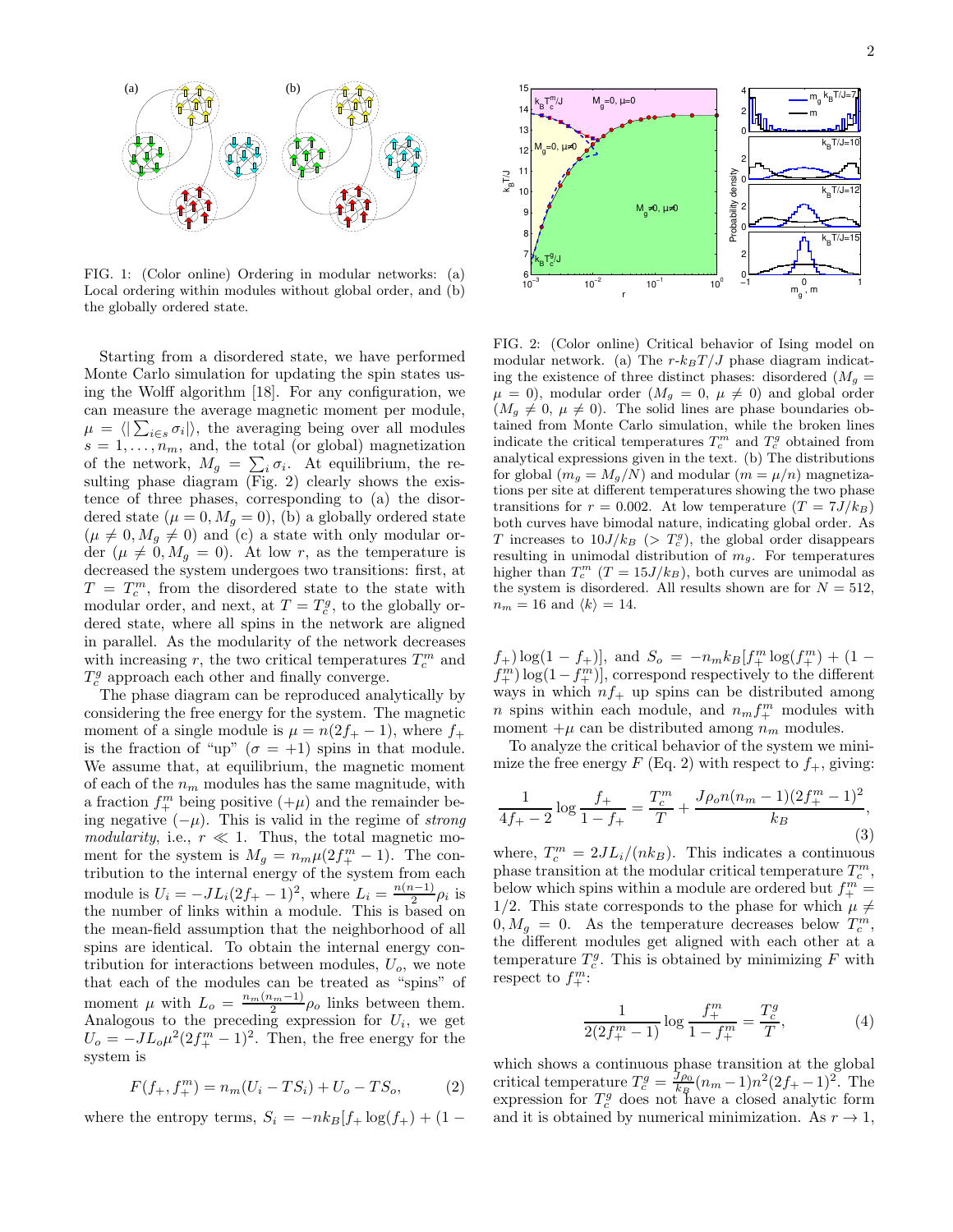FIG. 1: (Color online) Ordering in modular networks: (a) Local ordering within modules without global order, and (b) the globally ordered state.

Starting from a disordered state, we have performed Monte Carlo simulation for updating the spin states using the Wolff algorithm [18]. For any configuration, we can measure the average magnetic moment per module, $\mu = \langle | \sum_{i \in s} \sigma_i | \rangle$, the averaging being over all modules $s = 1, \ldots, n_m$, and, the total (or global) magnetization of the network, $M_g = \sum_i \sigma_i$. At equilibrium, the resulting phase diagram (Fig. 2) clearly shows the existence of three phases, corresponding to (a) the disordered state ($\mu = 0, M_g = 0$), (b) a globally ordered state ($\mu \neq 0, M_g \neq 0$) and (c) a state with only modular order ($\mu \neq 0, M_g = 0$). At low $r$, as the temperature is decreased the system undergoes two transitions: first, at $T = T_c^m$, from the disordered state to the state with modular order, and next, at $T = T_c^g$, to the globally ordered state, where all spins in the network are aligned in parallel. As the modularity of the network decreases with increasing $r$, the two critical temperatures $T_c^m$ and $T_c^g$ approach each other and finally converge.

The phase diagram can be reproduced analytically by considering the free energy for the system. The magnetic moment of a single module is $\mu = n(2f_+ - 1)$, where $f_+$ is the fraction of "up" ($\sigma = +1$) spins in that module. We assume that, at equilibrium, the magnetic moment of each of the $n_m$ modules has the same magnitude, with a fraction $f_+^m$ being positive ($+\mu$) and the remainder being negative ($-\mu$). This is valid in the regime of *strong modularity*, i.e., $r \ll 1$. Thus, the total magnetic moment for the system is $M_g = n_m \mu (2f_+^m - 1)$. The contribution to the internal energy of the system from each module is $U_i = -JL_i(2f_+ - 1)^2$, where $L_i = \frac{n(n-1)}{2}\rho_i$ is the number of links within a module. This is based on the mean-field assumption that the neighborhood of all spins are identical. To obtain the internal energy contribution for interactions between modules, $U_o$, we note that each of the modules can be treated as "spins" of moment $\mu$ with $L_o = \frac{n_m(n_m-1)}{2}\rho_o$ links between them. Analogous to the preceding expression for $U_i$, we get $U_o = -JL_o\mu^2(2f_+^m - 1)^2$. Then, the free energy for the system is

$$F(f_+, f_+^m) = n_m(U_i - TS_i) + U_o - TS_o, \tag{2}$$

where the entropy terms, $S_i = -nk_B[f_+ \log(f_+) + (1 - f_+)\log(1 - f_+)]$, and $S_o = -n_m k_B[f_+^m \log(f_+^m) + (1 - f_+^m)\log(1 - f_+^m)]$, correspond respectively to the different ways in which $nf_+$ up spins can be distributed among $n$ spins within each module, and $n_m f_+^m$ modules with moment $+\mu$ can be distributed among $n_m$ modules.

FIG. 2: (Color online) Critical behavior of Ising model on modular network. (a) The $r$-$k_BT/J$ phase diagram indicating the existence of three distinct phases: disordered ($M_g = \mu = 0$), modular order ($M_g = 0$, $\mu \neq 0$) and global order ($M_g \neq 0$, $\mu \neq 0$). The solid lines are phase boundaries obtained from Monte Carlo simulation, while the broken lines indicate the critical temperatures $T_c^m$ and $T_c^g$ obtained from analytical expressions given in the text. (b) The distributions for global ($m_g = M_g/N$) and modular ($m = \mu/n$) magnetizations per site at different temperatures showing the two phase transitions for $r = 0.002$. At low temperature ($T = 7J/k_B$) both curves have bimodal nature, indicating global order. As $T$ increases to $10J/k_B$ ($> T_c^g$), the global order disappears resulting in unimodal distribution of $m_g$. For temperatures higher than $T_c^m$ ($T = 15J/k_B$), both curves are unimodal as the system is disordered. All results shown are for $N = 512$, $n_m = 16$ and $\langle k \rangle = 14$.

To analyze the critical behavior of the system we minimize the free energy $F$ (Eq. 2) with respect to $f_+$, giving:

$$\frac{1}{4f_+ - 2}\log\frac{f_+}{1 - f_+} = \frac{T_c^m}{T} + \frac{J\rho_o n(n_m - 1)(2f_+^m - 1)^2}{k_B}, \tag{3}$$

where, $T_c^m = 2JL_i/(nk_B)$. This indicates a continuous phase transition at the modular critical temperature $T_c^m$, below which spins within a module are ordered but $f_+^m = 1/2$. This state corresponds to the phase for which $\mu \neq 0, M_g = 0$. As the temperature decreases below $T_c^m$, the different modules get aligned with each other at a temperature $T_c^g$. This is obtained by minimizing $F$ with respect to $f_+^m$:

$$\frac{1}{2(2f_+^m - 1)}\log\frac{f_+^m}{1 - f_+^m} = \frac{T_c^g}{T}, \tag{4}$$

which shows a continuous phase transition at the global critical temperature $T_c^g = \frac{J\rho_o}{k_B}(n_m - 1)n^2(2f_+ - 1)^2$. The expression for $T_c^g$ does not have a closed analytic form and it is obtained by numerical minimization. As $r \to 1$,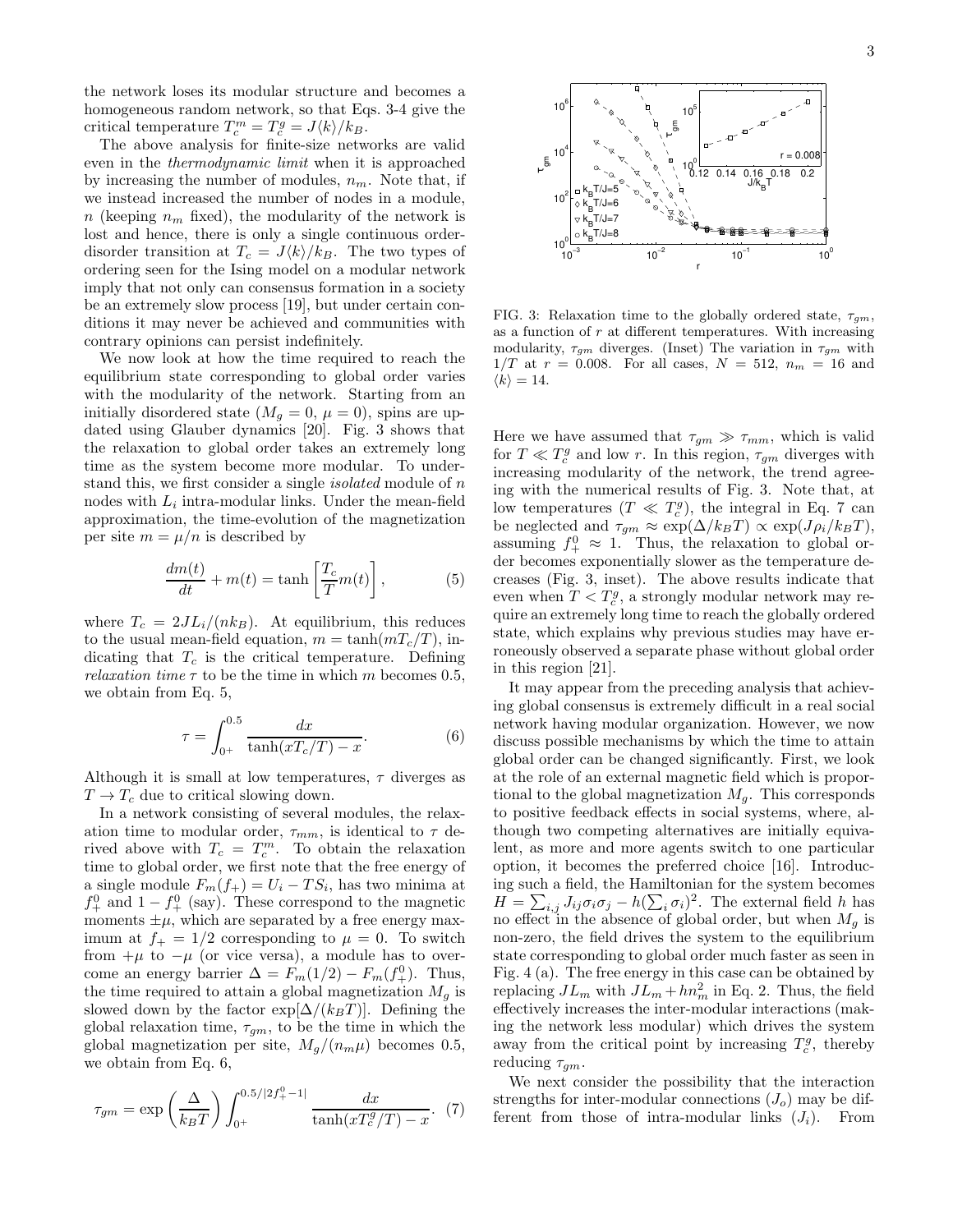the network loses its modular structure and becomes a homogeneous random network, so that Eqs. 3-4 give the critical temperature $T_c^m = T_c^g = J\langle k\rangle/k_B$.

The above analysis for finite-size networks are valid even in the *thermodynamic limit* when it is approached by increasing the number of modules, $n_m$. Note that, if we instead increased the number of nodes in a module, $n$ (keeping $n_m$ fixed), the modularity of the network is lost and hence, there is only a single continuous order-disorder transition at $T_c = J\langle k\rangle/k_B$. The two types of ordering seen for the Ising model on a modular network imply that not only can consensus formation in a society be an extremely slow process [19], but under certain conditions it may never be achieved and communities with contrary opinions can persist indefinitely.

We now look at how the time required to reach the equilibrium state corresponding to global order varies with the modularity of the network. Starting from an initially disordered state ($M_g = 0$, $\mu = 0$), spins are updated using Glauber dynamics [20]. Fig. 3 shows that the relaxation to global order takes an extremely long time as the system become more modular. To understand this, we first consider a single *isolated* module of $n$ nodes with $L_i$ intra-modular links. Under the mean-field approximation, the time-evolution of the magnetization per site $m = \mu/n$ is described by

$$\frac{dm(t)}{dt} + m(t) = \tanh\left[\frac{T_c}{T}m(t)\right], \quad (5)$$

where $T_c = 2JL_i/(nk_B)$. At equilibrium, this reduces to the usual mean-field equation, $m = \tanh(mT_c/T)$, indicating that $T_c$ is the critical temperature. Defining *relaxation time* $\tau$ to be the time in which $m$ becomes 0.5, we obtain from Eq. 5,

$$\tau = \int_{0^+}^{0.5} \frac{dx}{\tanh(xT_c/T) - x}. \quad (6)$$

Although it is small at low temperatures, $\tau$ diverges as $T \to T_c$ due to critical slowing down.

In a network consisting of several modules, the relaxation time to modular order, $\tau_{mm}$, is identical to $\tau$ derived above with $T_c = T_c^m$. To obtain the relaxation time to global order, we first note that the free energy of a single module $F_m(f_+) = U_i - TS_i$, has two minima at $f_+^0$ and $1 - f_+^0$ (say). These correspond to the magnetic moments $\pm\mu$, which are separated by a free energy maximum at $f_+ = 1/2$ corresponding to $\mu = 0$. To switch from $+\mu$ to $-\mu$ (or vice versa), a module has to overcome an energy barrier $\Delta = F_m(1/2) - F_m(f_+^0)$. Thus, the time required to attain a global magnetization $M_g$ is slowed down by the factor $\exp[\Delta/(k_BT)]$. Defining the global relaxation time, $\tau_{gm}$, to be the time in which the global magnetization per site, $M_g/(n_m\mu)$ becomes 0.5, we obtain from Eq. 6,

$$\tau_{gm} = \exp\left(\frac{\Delta}{k_BT}\right)\int_{0^+}^{0.5/|2f_+^0-1|} \frac{dx}{\tanh(xT_c^g/T) - x}. \quad (7)$$

FIG. 3: Relaxation time to the globally ordered state, $\tau_{gm}$, as a function of $r$ at different temperatures. With increasing modularity, $\tau_{gm}$ diverges. (Inset) The variation in $\tau_{gm}$ with $1/T$ at $r = 0.008$. For all cases, $N = 512$, $n_m = 16$ and $\langle k\rangle = 14$.

Here we have assumed that $\tau_{gm} \gg \tau_{mm}$, which is valid for $T \ll T_c^g$ and low $r$. In this region, $\tau_{gm}$ diverges with increasing modularity of the network, the trend agreeing with the numerical results of Fig. 3. Note that, at low temperatures ($T \ll T_c^g$), the integral in Eq. 7 can be neglected and $\tau_{gm} \approx \exp(\Delta/k_BT) \propto \exp(J\rho_i/k_BT)$, assuming $f_+^0 \approx 1$. Thus, the relaxation to global order becomes exponentially slower as the temperature decreases (Fig. 3, inset). The above results indicate that even when $T < T_c^g$, a strongly modular network may require an extremely long time to reach the globally ordered state, which explains why previous studies may have erroneously observed a separate phase without global order in this region [21].

It may appear from the preceding analysis that achieving global consensus is extremely difficult in a real social network having modular organization. However, we now discuss possible mechanisms by which the time to attain global order can be changed significantly. First, we look at the role of an external magnetic field which is proportional to the global magnetization $M_g$. This corresponds to positive feedback effects in social systems, where, although two competing alternatives are initially equivalent, as more and more agents switch to one particular option, it becomes the preferred choice [16]. Introducing such a field, the Hamiltonian for the system becomes $H = \sum_{i,j} J_{ij}\sigma_i\sigma_j - h(\sum_i \sigma_i)^2$. The external field $h$ has no effect in the absence of global order, but when $M_g$ is non-zero, the field drives the system to the equilibrium state corresponding to global order much faster as seen in Fig. 4 (a). The free energy in this case can be obtained by replacing $JL_m$ with $JL_m + hn_m^2$ in Eq. 2. Thus, the field effectively increases the inter-modular interactions (making the network less modular) which drives the system away from the critical point by increasing $T_c^g$, thereby reducing $\tau_{gm}$.

We next consider the possibility that the interaction strengths for inter-modular connections ($J_o$) may be different from those of intra-modular links ($J_i$). From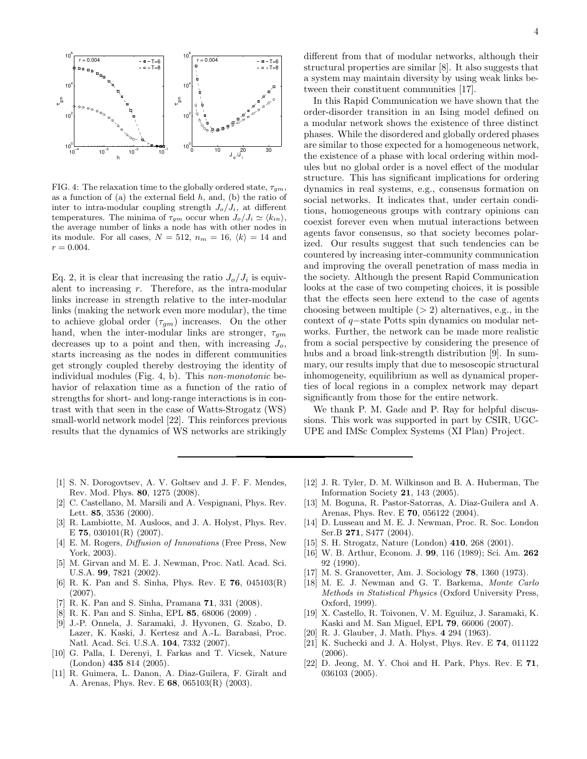r = 0.004

T=6

T=8

$\tau_{gm}$

$10^0$ $10^2$ $10^4$ $10^6$

$10^{-4}$ $10^{-3}$ $10^{-2}$ $10^{-1}$

h

r = 0.004

T=6

T=8

$\tau_{gm}$

0 10 20 30

$J_o/J_i$

FIG. 4: The relaxation time to the globally ordered state, $\tau_{gm}$, as a function of (a) the external field $h$, and, (b) the ratio of inter to intra-modular coupling strength $J_o/J_i$, at different temperatures. The minima of $\tau_{gm}$ occur when $J_o/J_i \simeq \langle k_{in} \rangle$, the average number of links a node has with other nodes in its module. For all cases, $N = 512$, $n_m = 16$, $\langle k \rangle = 14$ and $r = 0.004$.

Eq. 2, it is clear that increasing the ratio $J_o/J_i$ is equivalent to increasing $r$. Therefore, as the intra-modular links increase in strength relative to the inter-modular links (making the network even more modular), the time to achieve global order ($\tau_{gm}$) increases. On the other hand, when the inter-modular links are stronger, $\tau_{gm}$ decreases up to a point and then, with increasing $J_o$, starts increasing as the nodes in different communities get strongly coupled thereby destroying the identity of individual modules (Fig. 4, b). This *non-monotonic* behavior of relaxation time as a function of the ratio of strengths for short- and long-range interactions is in contrast with that seen in the case of Watts-Strogatz (WS) small-world network model [22]. This reinforces previous results that the dynamics of WS networks are strikingly different from that of modular networks, although their structural properties are similar [8]. It also suggests that a system may maintain diversity by using weak links between their constituent communities [17].

In this Rapid Communication we have shown that the order-disorder transition in an Ising model defined on a modular network shows the existence of three distinct phases. While the disordered and globally ordered phases are similar to those expected for a homogeneous network, the existence of a phase with local ordering within modules but no global order is a novel effect of the modular structure. This has significant implications for ordering dynamics in real systems, e.g., consensus formation on social networks. It indicates that, under certain conditions, homogeneous groups with contrary opinions can coexist forever even when mutual interactions between agents favor consensus, so that society becomes polarized. Our results suggest that such tendencies can be countered by increasing inter-community communication and improving the overall penetration of mass media in the society. Although the present Rapid Communication looks at the case of two competing choices, it is possible that the effects seen here extend to the case of agents choosing between multiple ($> 2$) alternatives, e.g., in the context of $q-$state Potts spin dynamics on modular networks. Further, the network can be made more realistic from a social perspective by considering the presence of hubs and a broad link-strength distribution [9]. In summary, our results imply that due to mesoscopic structural inhomogeneity, equilibrium as well as dynamical properties of local regions in a complex network may depart significantly from those for the entire network.

We thank P. M. Gade and P. Ray for helpful discussions. This work was supported in part by CSIR, UGC-UPE and IMSc Complex Systems (XI Plan) Project.

---

[1] S. N. Dorogovtsev, A. V. Goltsev and J. F. F. Mendes, Rev. Mod. Phys. **80**, 1275 (2008).

[2] C. Castellano, M. Marsili and A. Vespignani, Phys. Rev. Lett. **85**, 3536 (2000).

[3] R. Lambiotte, M. Ausloos, and J. A. Holyst, Phys. Rev. E **75**, 030101(R) (2007).

[4] E. M. Rogers, *Diffusion of Innovations* (Free Press, New York, 2003).

[5] M. Girvan and M. E. J. Newman, Proc. Natl. Acad. Sci. U.S.A. **99**, 7821 (2002).

[6] R. K. Pan and S. Sinha, Phys. Rev. E **76**, 045103(R) (2007).

[7] R. K. Pan and S. Sinha, Pramana **71**, 331 (2008).

[8] R. K. Pan and S. Sinha, EPL **85**, 68006 (2009) .

[9] J.-P. Onnela, J. Saramaki, J. Hyvonen, G. Szabo, D. Lazer, K. Kaski, J. Kertesz and A.-L. Barabasi, Proc. Natl. Acad. Sci. U.S.A. **104**, 7332 (2007).

[10] G. Palla, I. Derenyi, I. Farkas and T. Vicsek, Nature (London) **435** 814 (2005).

[11] R. Guimera, L. Danon, A. Diaz-Guilera, F. Giralt and A. Arenas, Phys. Rev. E **68**, 065103(R) (2003).

[12] J. R. Tyler, D. M. Wilkinson and B. A. Huberman, The Information Society **21**, 143 (2005).

[13] M. Boguna, R. Pastor-Satorras, A. Diaz-Guilera and A. Arenas, Phys. Rev. E **70**, 056122 (2004).

[14] D. Lusseau and M. E. J. Newman, Proc. R. Soc. London Ser.B **271**, S477 (2004).

[15] S. H. Strogatz, Nature (London) **410**, 268 (2001).

[16] W. B. Arthur, Econom. J. **99**, 116 (1989); Sci. Am. **262** 92 (1990).

[17] M. S. Granovetter, Am. J. Sociology **78**, 1360 (1973).

[18] M. E. J. Newman and G. T. Barkema, *Monte Carlo Methods in Statistical Physics* (Oxford University Press, Oxford, 1999).

[19] X. Castello, R. Toivonen, V. M. Eguiluz, J. Saramaki, K. Kaski and M. San Miguel, EPL **79**, 66006 (2007).

[20] R. J. Glauber, J. Math. Phys. **4** 294 (1963).

[21] K. Suchecki and J. A. Holyst, Phys. Rev. E **74**, 011122 (2006).

[22] D. Jeong, M. Y. Choi and H. Park, Phys. Rev. E **71**, 036103 (2005).